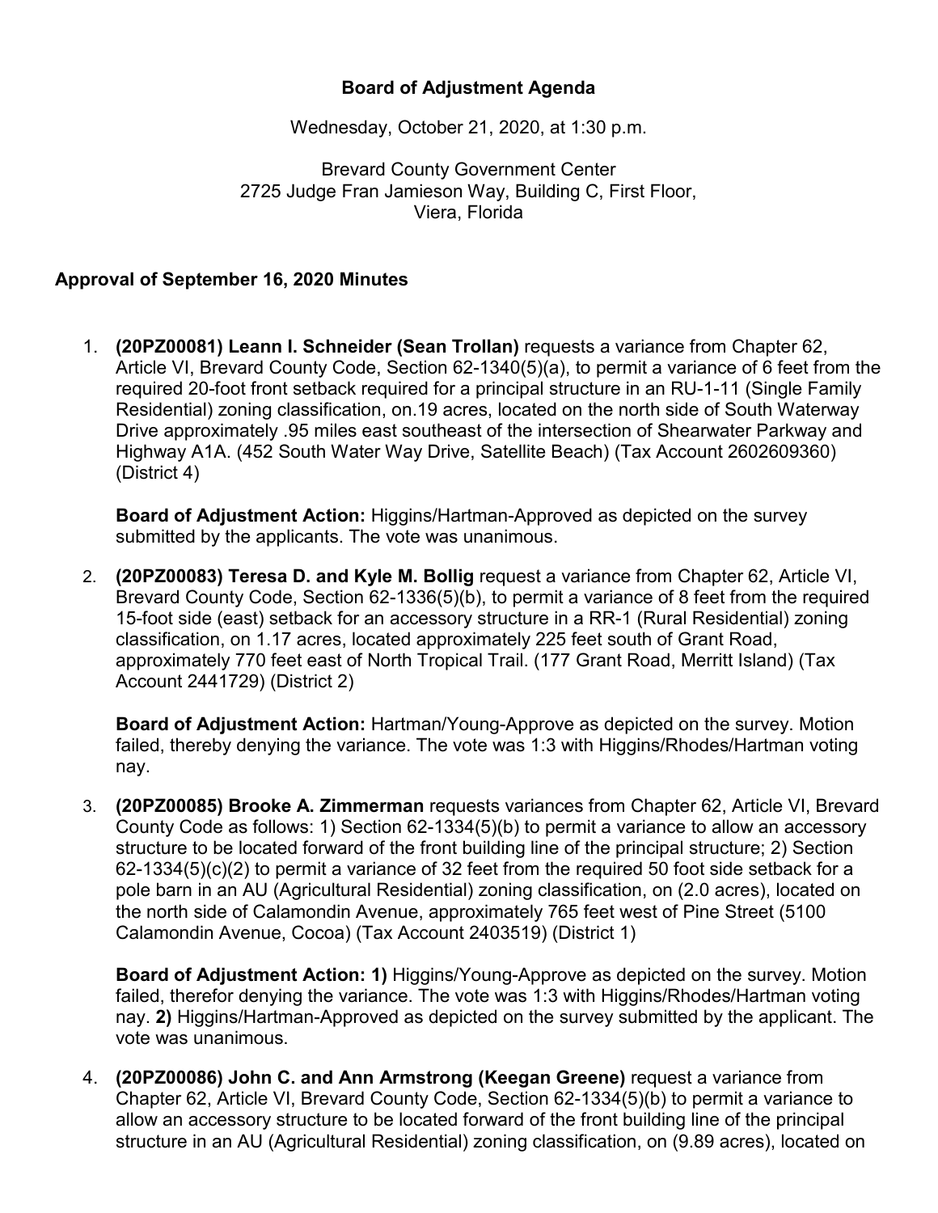**Board of Adjustment Agenda**

Wednesday, October 21, 2020, at 1:30 p.m.

Brevard County Government Center
2725 Judge Fran Jamieson Way, Building C, First Floor,
Viera, Florida

**Approval of September 16, 2020 Minutes**

1. **(20PZ00081) Leann I. Schneider (Sean Trollan)** requests a variance from Chapter 62, Article VI, Brevard County Code, Section 62-1340(5)(a), to permit a variance of 6 feet from the required 20-foot front setback required for a principal structure in an RU-1-11 (Single Family Residential) zoning classification, on.19 acres, located on the north side of South Waterway Drive approximately .95 miles east southeast of the intersection of Shearwater Parkway and Highway A1A. (452 South Water Way Drive, Satellite Beach) (Tax Account 2602609360) (District 4)

   **Board of Adjustment Action:** Higgins/Hartman-Approved as depicted on the survey submitted by the applicants. The vote was unanimous.

2. **(20PZ00083) Teresa D. and Kyle M. Bollig** request a variance from Chapter 62, Article VI, Brevard County Code, Section 62-1336(5)(b), to permit a variance of 8 feet from the required 15-foot side (east) setback for an accessory structure in a RR-1 (Rural Residential) zoning classification, on 1.17 acres, located approximately 225 feet south of Grant Road, approximately 770 feet east of North Tropical Trail. (177 Grant Road, Merritt Island) (Tax Account 2441729) (District 2)

   **Board of Adjustment Action:** Hartman/Young-Approve as depicted on the survey. Motion failed, thereby denying the variance. The vote was 1:3 with Higgins/Rhodes/Hartman voting nay.

3. **(20PZ00085) Brooke A. Zimmerman** requests variances from Chapter 62, Article VI, Brevard County Code as follows: 1) Section 62-1334(5)(b) to permit a variance to allow an accessory structure to be located forward of the front building line of the principal structure; 2) Section 62-1334(5)(c)(2) to permit a variance of 32 feet from the required 50 foot side setback for a pole barn in an AU (Agricultural Residential) zoning classification, on (2.0 acres), located on the north side of Calamondin Avenue, approximately 765 feet west of Pine Street (5100 Calamondin Avenue, Cocoa) (Tax Account 2403519) (District 1)

   **Board of Adjustment Action: 1)** Higgins/Young-Approve as depicted on the survey. Motion failed, therefor denying the variance. The vote was 1:3 with Higgins/Rhodes/Hartman voting nay. **2)** Higgins/Hartman-Approved as depicted on the survey submitted by the applicant. The vote was unanimous.

4. **(20PZ00086) John C. and Ann Armstrong (Keegan Greene)** request a variance from Chapter 62, Article VI, Brevard County Code, Section 62-1334(5)(b) to permit a variance to allow an accessory structure to be located forward of the front building line of the principal structure in an AU (Agricultural Residential) zoning classification, on (9.89 acres), located on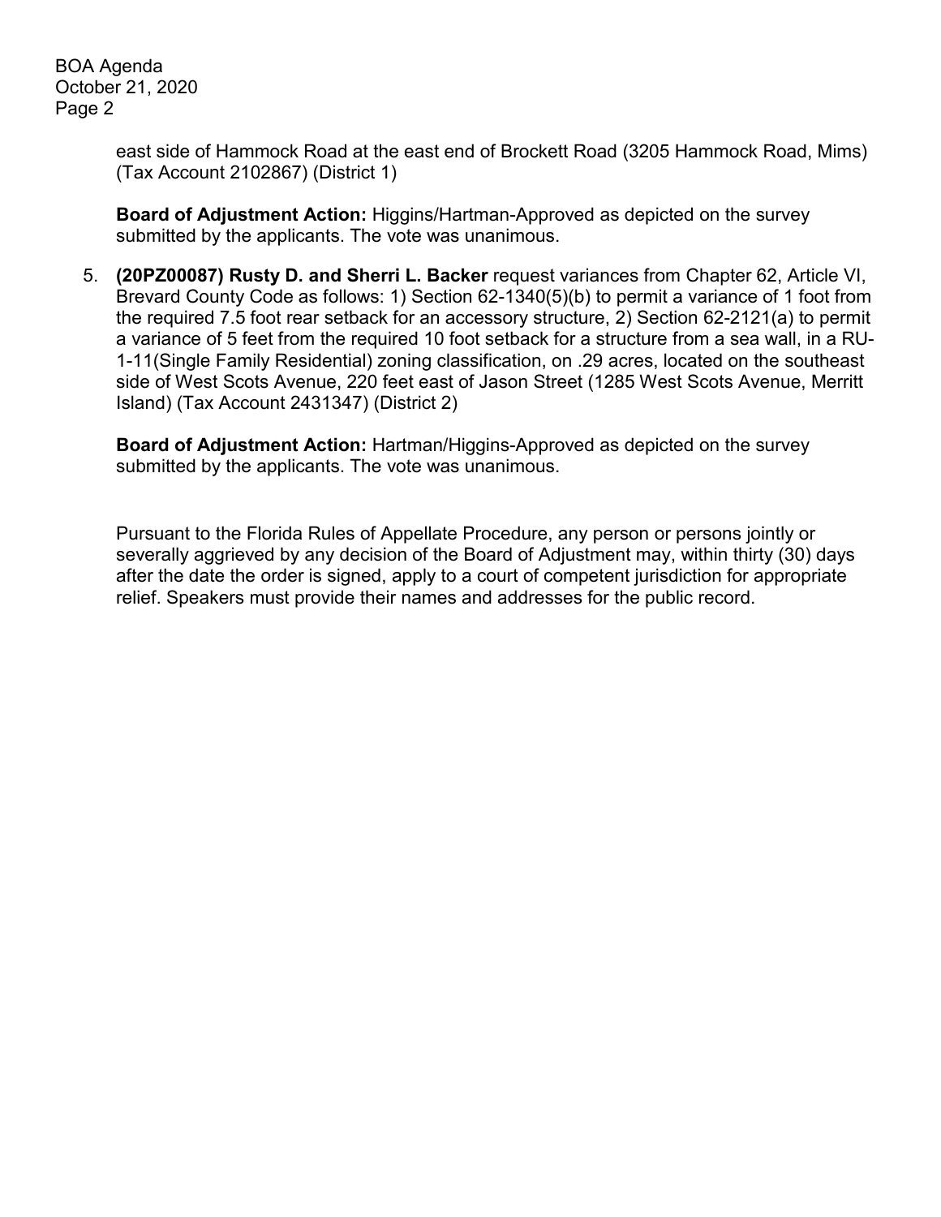east side of Hammock Road at the east end of Brockett Road (3205 Hammock Road, Mims) (Tax Account 2102867) (District 1)

**Board of Adjustment Action:** Higgins/Hartman-Approved as depicted on the survey submitted by the applicants. The vote was unanimous.

5. **(20PZ00087) Rusty D. and Sherri L. Backer** request variances from Chapter 62, Article VI, Brevard County Code as follows: 1) Section 62-1340(5)(b) to permit a variance of 1 foot from the required 7.5 foot rear setback for an accessory structure, 2) Section 62-2121(a) to permit a variance of 5 feet from the required 10 foot setback for a structure from a sea wall, in a RU-1-11(Single Family Residential) zoning classification, on .29 acres, located on the southeast side of West Scots Avenue, 220 feet east of Jason Street (1285 West Scots Avenue, Merritt Island) (Tax Account 2431347) (District 2)

   **Board of Adjustment Action:** Hartman/Higgins-Approved as depicted on the survey submitted by the applicants. The vote was unanimous.

Pursuant to the Florida Rules of Appellate Procedure, any person or persons jointly or severally aggrieved by any decision of the Board of Adjustment may, within thirty (30) days after the date the order is signed, apply to a court of competent jurisdiction for appropriate relief. Speakers must provide their names and addresses for the public record.